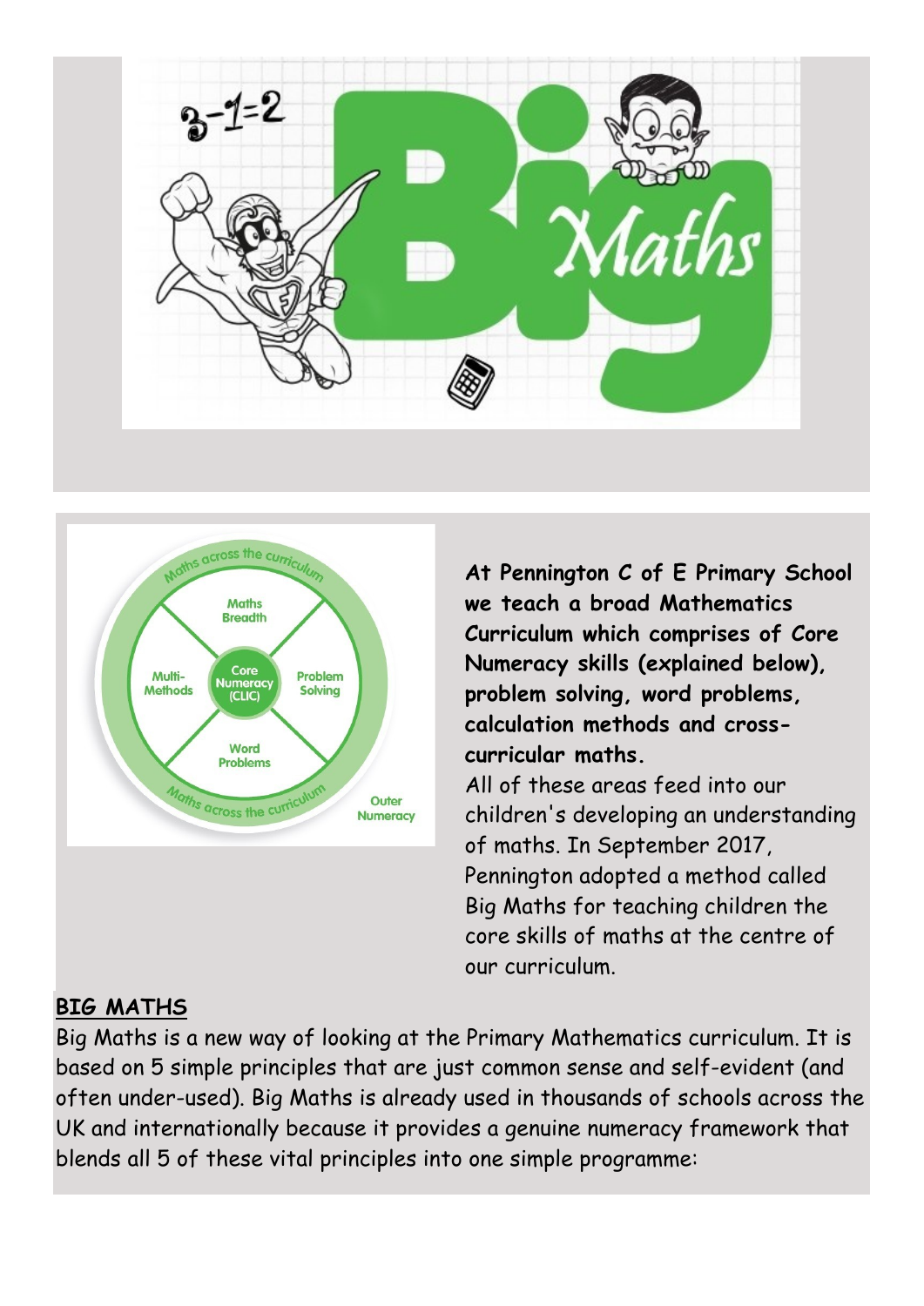**At Pennington C of E Primary School we teach a broad Mathematics Curriculum which comprises of Core Numeracy skills (explained below), problem solving, word problems, calculation methods and cross-curricular maths.**

All of these areas feed into our children's developing an understanding of maths. In September 2017, Pennington adopted a method called Big Maths for teaching children the core skills of maths at the centre of our curriculum.

## BIG MATHS

Big Maths is a new way of looking at the Primary Mathematics curriculum. It is based on 5 simple principles that are just common sense and self-evident (and often under-used). Big Maths is already used in thousands of schools across the UK and internationally because it provides a genuine numeracy framework that blends all 5 of these vital principles into one simple programme: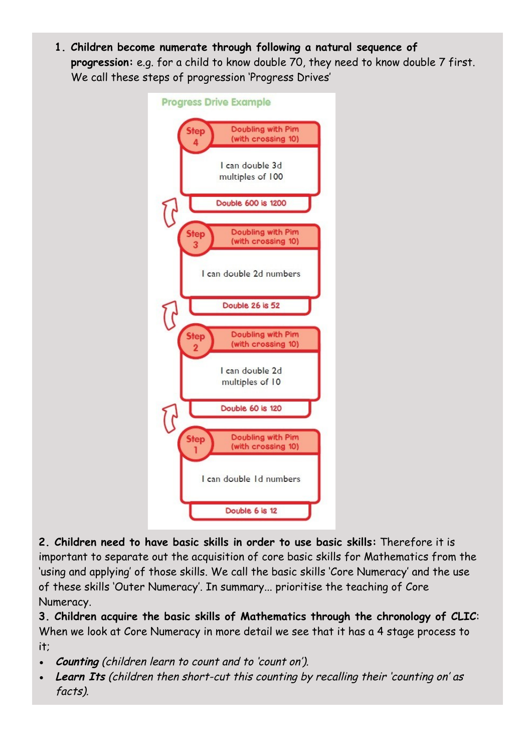1. **Children become numerate through following a natural sequence of progression:** e.g. for a child to know double 70, they need to know double 7 first. We call these steps of progression 'Progress Drives'

**Progress Drive Example**

**Step 4** – Doubling with Pim (with crossing 10)
I can double 3d multiples of 100
Double 600 is 1200

**Step 3** – Doubling with Pim (with crossing 10)
I can double 2d numbers
Double 26 is 52

**Step 2** – Doubling with Pim (with crossing 10)
I can double 2d multiples of 10
Double 60 is 120

**Step 1** – Doubling with Pim (with crossing 10)
I can double 1d numbers
Double 6 is 12

2. **Children need to have basic skills in order to use basic skills:** Therefore it is important to separate out the acquisition of core basic skills for Mathematics from the 'using and applying' of those skills. We call the basic skills 'Core Numeracy' and the use of these skills 'Outer Numeracy'. In summary... prioritise the teaching of Core Numeracy.

3. **Children acquire the basic skills of Mathematics through the chronology of CLIC**: When we look at Core Numeracy in more detail we see that it has a 4 stage process to it;

- ***Counting*** *(children learn to count and to 'count on').*
- ***Learn Its*** *(children then short-cut this counting by recalling their 'counting on' as facts).*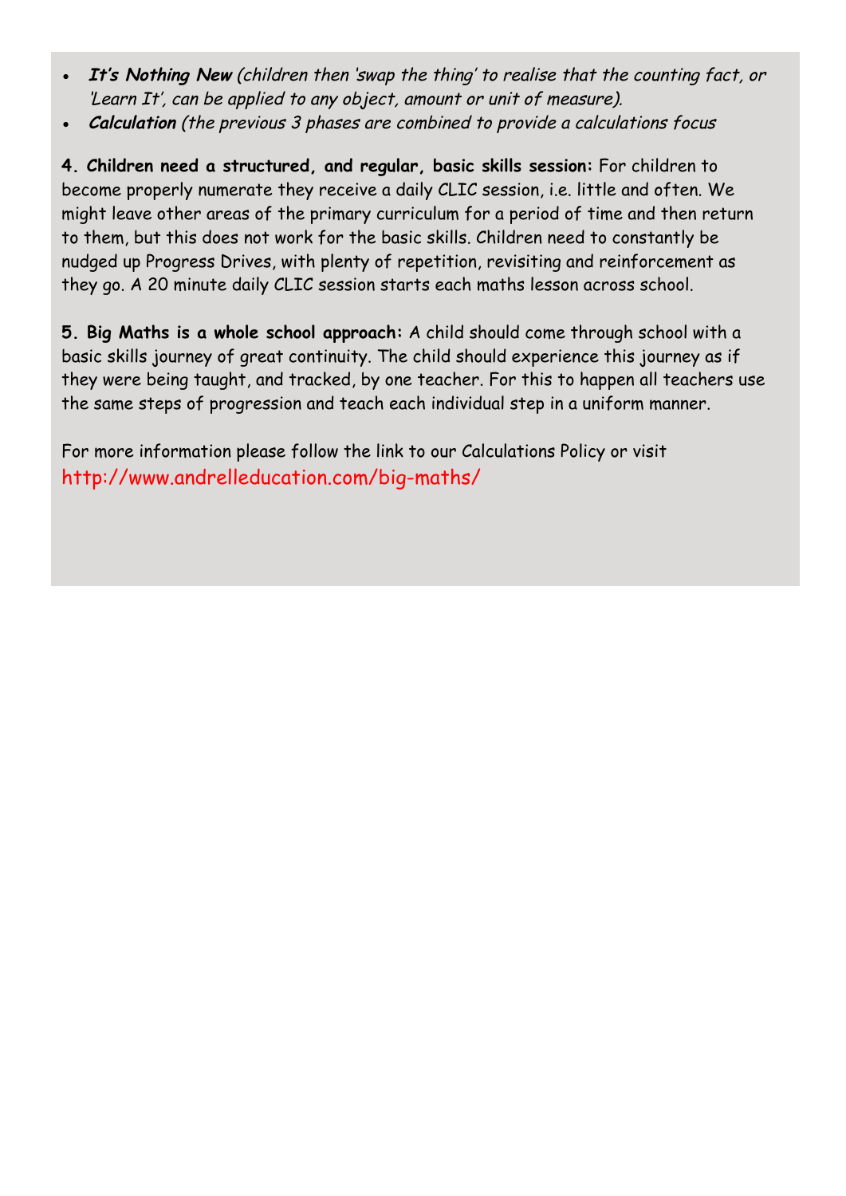- ***It's Nothing New*** *(children then 'swap the thing' to realise that the counting fact, or 'Learn It', can be applied to any object, amount or unit of measure).*
- ***Calculation*** *(the previous 3 phases are combined to provide a calculations focus*

**4. Children need a structured, and regular, basic skills session:** For children to become properly numerate they receive a daily CLIC session, i.e. little and often. We might leave other areas of the primary curriculum for a period of time and then return to them, but this does not work for the basic skills. Children need to constantly be nudged up Progress Drives, with plenty of repetition, revisiting and reinforcement as they go. A 20 minute daily CLIC session starts each maths lesson across school.

**5. Big Maths is a whole school approach:** A child should come through school with a basic skills journey of great continuity. The child should experience this journey as if they were being taught, and tracked, by one teacher. For this to happen all teachers use the same steps of progression and teach each individual step in a uniform manner.

For more information please follow the link to our Calculations Policy or visit http://www.andrelleducation.com/big-maths/